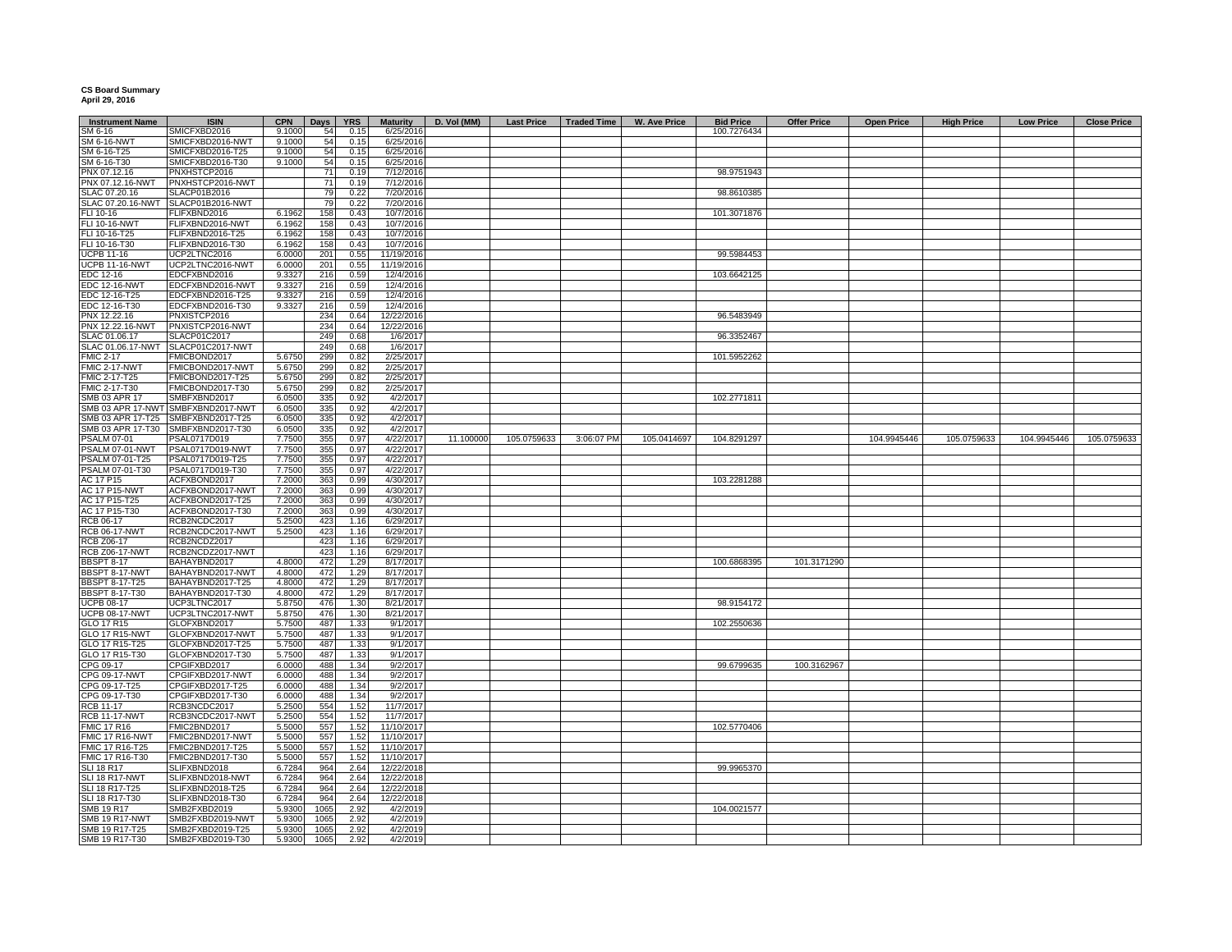**CS Board Summary**
**April 29, 2016**

| Instrument Name | ISIN | CPN | Days | YRS | Maturity | D. Vol (MM) | Last Price | Traded Time | W. Ave Price | Bid Price | Offer Price | Open Price | High Price | Low Price | Close Price |
|---|---|---|---|---|---|---|---|---|---|---|---|---|---|---|---|
| SM 6-16 | SMICFXBD2016 | 9.1000 | 54 | 0.15 | 6/25/2016 | | | | | 100.7276434 | | | | | |
| SM 6-16-NWT | SMICFXBD2016-NWT | 9.1000 | 54 | 0.15 | 6/25/2016 | | | | | | | | | | |
| SM 6-16-T25 | SMICFXBD2016-T25 | 9.1000 | 54 | 0.15 | 6/25/2016 | | | | | | | | | | |
| SM 6-16-T30 | SMICFXBD2016-T30 | 9.1000 | 54 | 0.15 | 6/25/2016 | | | | | | | | | | |
| PNX 07.12.16 | PNXHSTCP2016 | | 71 | 0.19 | 7/12/2016 | | | | | 98.9751943 | | | | | |
| PNX 07.12.16-NWT | PNXHSTCP2016-NWT | | 71 | 0.19 | 7/12/2016 | | | | | | | | | | |
| SLAC 07.20.16 | SLACP01B2016 | | 79 | 0.22 | 7/20/2016 | | | | | 98.8610385 | | | | | |
| SLAC 07.20.16-NWT | SLACP01B2016-NWT | | 79 | 0.22 | 7/20/2016 | | | | | | | | | | |
| FLI 10-16 | FLIFXBND2016 | 6.1962 | 158 | 0.43 | 10/7/2016 | | | | | 101.3071876 | | | | | |
| FLI 10-16-NWT | FLIFXBND2016-NWT | 6.1962 | 158 | 0.43 | 10/7/2016 | | | | | | | | | | |
| FLI 10-16-T25 | FLIFXBND2016-T25 | 6.1962 | 158 | 0.43 | 10/7/2016 | | | | | | | | | | |
| FLI 10-16-T30 | FLIFXBND2016-T30 | 6.1962 | 158 | 0.43 | 10/7/2016 | | | | | | | | | | |
| UCPB 11-16 | UCP2LTNC2016 | 6.0000 | 201 | 0.55 | 11/19/2016 | | | | | 99.5984453 | | | | | |
| UCPB 11-16-NWT | UCP2LTNC2016-NWT | 6.0000 | 201 | 0.55 | 11/19/2016 | | | | | | | | | | |
| EDC 12-16 | EDCFXBND2016 | 9.3327 | 216 | 0.59 | 12/4/2016 | | | | | 103.6642125 | | | | | |
| EDC 12-16-NWT | EDCFXBND2016-NWT | 9.3327 | 216 | 0.59 | 12/4/2016 | | | | | | | | | | |
| EDC 12-16-T25 | EDCFXBND2016-T25 | 9.3327 | 216 | 0.59 | 12/4/2016 | | | | | | | | | | |
| EDC 12-16-T30 | EDCFXBND2016-T30 | 9.3327 | 216 | 0.59 | 12/4/2016 | | | | | | | | | | |
| PNX 12.22.16 | PNXISTCP2016 | | 234 | 0.64 | 12/22/2016 | | | | | 96.5483949 | | | | | |
| PNX 12.22.16-NWT | PNXISTCP2016-NWT | | 234 | 0.64 | 12/22/2016 | | | | | | | | | | |
| SLAC 01.06.17 | SLACP01C2017 | | 249 | 0.68 | 1/6/2017 | | | | | 96.3352467 | | | | | |
| SLAC 01.06.17-NWT | SLACP01C2017-NWT | | 249 | 0.68 | 1/6/2017 | | | | | | | | | | |
| FMIC 2-17 | FMICBOND2017 | 5.6750 | 299 | 0.82 | 2/25/2017 | | | | | 101.5952262 | | | | | |
| FMIC 2-17-NWT | FMICBOND2017-NWT | 5.6750 | 299 | 0.82 | 2/25/2017 | | | | | | | | | | |
| FMIC 2-17-T25 | FMICBOND2017-T25 | 5.6750 | 299 | 0.82 | 2/25/2017 | | | | | | | | | | |
| FMIC 2-17-T30 | FMICBOND2017-T30 | 5.6750 | 299 | 0.82 | 2/25/2017 | | | | | | | | | | |
| SMB 03 APR 17 | SMBFXBND2017 | 6.0500 | 335 | 0.92 | 4/2/2017 | | | | | 102.2771811 | | | | | |
| SMB 03 APR 17-NWT | SMBFXBND2017-NWT | 6.0500 | 335 | 0.92 | 4/2/2017 | | | | | | | | | | |
| SMB 03 APR 17-T25 | SMBFXBND2017-T25 | 6.0500 | 335 | 0.92 | 4/2/2017 | | | | | | | | | | |
| SMB 03 APR 17-T30 | SMBFXBND2017-T30 | 6.0500 | 335 | 0.92 | 4/2/2017 | | | | | | | | | | |
| PSALM 07-01 | PSAL0717D019 | 7.7500 | 355 | 0.97 | 4/22/2017 | 11.100000 | 105.0759633 | 3:06:07 PM | 105.0414697 | 104.8291297 | | 104.9945446 | 105.0759633 | 104.9945446 | 105.0759633 |
| PSALM 07-01-NWT | PSAL0717D019-NWT | 7.7500 | 355 | 0.97 | 4/22/2017 | | | | | | | | | | |
| PSALM 07-01-T25 | PSAL0717D019-T25 | 7.7500 | 355 | 0.97 | 4/22/2017 | | | | | | | | | | |
| PSALM 07-01-T30 | PSAL0717D019-T30 | 7.7500 | 355 | 0.97 | 4/22/2017 | | | | | | | | | | |
| AC 17 P15 | ACFXBOND2017 | 7.2000 | 363 | 0.99 | 4/30/2017 | | | | | 103.2281288 | | | | | |
| AC 17 P15-NWT | ACFXBOND2017-NWT | 7.2000 | 363 | 0.99 | 4/30/2017 | | | | | | | | | | |
| AC 17 P15-T25 | ACFXBOND2017-T25 | 7.2000 | 363 | 0.99 | 4/30/2017 | | | | | | | | | | |
| AC 17 P15-T30 | ACFXBOND2017-T30 | 7.2000 | 363 | 0.99 | 4/30/2017 | | | | | | | | | | |
| RCB 06-17 | RCB2NCDC2017 | 5.2500 | 423 | 1.16 | 6/29/2017 | | | | | | | | | | |
| RCB 06-17-NWT | RCB2NCDC2017-NWT | 5.2500 | 423 | 1.16 | 6/29/2017 | | | | | | | | | | |
| RCB Z06-17 | RCB2NCDZ2017 | | 423 | 1.16 | 6/29/2017 | | | | | | | | | | |
| RCB Z06-17-NWT | RCB2NCDZ2017-NWT | | 423 | 1.16 | 6/29/2017 | | | | | | | | | | |
| BBSPT 8-17 | BAHAYBND2017 | 4.8000 | 472 | 1.29 | 8/17/2017 | | | | | 100.6868395 | 101.3171290 | | | | |
| BBSPT 8-17-NWT | BAHAYBND2017-NWT | 4.8000 | 472 | 1.29 | 8/17/2017 | | | | | | | | | | |
| BBSPT 8-17-T25 | BAHAYBND2017-T25 | 4.8000 | 472 | 1.29 | 8/17/2017 | | | | | | | | | | |
| BBSPT 8-17-T30 | BAHAYBND2017-T30 | 4.8000 | 472 | 1.29 | 8/17/2017 | | | | | | | | | | |
| UCPB 08-17 | UCP3LTNC2017 | 5.8750 | 476 | 1.30 | 8/21/2017 | | | | | 98.9154172 | | | | | |
| UCPB 08-17-NWT | UCP3LTNC2017-NWT | 5.8750 | 476 | 1.30 | 8/21/2017 | | | | | | | | | | |
| GLO 17 R15 | GLOFXBND2017 | 5.7500 | 487 | 1.33 | 9/1/2017 | | | | | 102.2550636 | | | | | |
| GLO 17 R15-NWT | GLOFXBND2017-NWT | 5.7500 | 487 | 1.33 | 9/1/2017 | | | | | | | | | | |
| GLO 17 R15-T25 | GLOFXBND2017-T25 | 5.7500 | 487 | 1.33 | 9/1/2017 | | | | | | | | | | |
| GLO 17 R15-T30 | GLOFXBND2017-T30 | 5.7500 | 487 | 1.33 | 9/1/2017 | | | | | | | | | | |
| CPG 09-17 | CPGIFXBD2017 | 6.0000 | 488 | 1.34 | 9/2/2017 | | | | | 99.6799635 | 100.3162967 | | | | |
| CPG 09-17-NWT | CPGIFXBD2017-NWT | 6.0000 | 488 | 1.34 | 9/2/2017 | | | | | | | | | | |
| CPG 09-17-T25 | CPGIFXBD2017-T25 | 6.0000 | 488 | 1.34 | 9/2/2017 | | | | | | | | | | |
| CPG 09-17-T30 | CPGIFXBD2017-T30 | 6.0000 | 488 | 1.34 | 9/2/2017 | | | | | | | | | | |
| RCB 11-17 | RCB3NCDC2017 | 5.2500 | 554 | 1.52 | 11/7/2017 | | | | | | | | | | |
| RCB 11-17-NWT | RCB3NCDC2017-NWT | 5.2500 | 554 | 1.52 | 11/7/2017 | | | | | | | | | | |
| FMIC 17 R16 | FMIC2BND2017 | 5.5000 | 557 | 1.52 | 11/10/2017 | | | | | 102.5770406 | | | | | |
| FMIC 17 R16-NWT | FMIC2BND2017-NWT | 5.5000 | 557 | 1.52 | 11/10/2017 | | | | | | | | | | |
| FMIC 17 R16-T25 | FMIC2BND2017-T25 | 5.5000 | 557 | 1.52 | 11/10/2017 | | | | | | | | | | |
| FMIC 17 R16-T30 | FMIC2BND2017-T30 | 5.5000 | 557 | 1.52 | 11/10/2017 | | | | | | | | | | |
| SLI 18 R17 | SLIFXBND2018 | 6.7284 | 964 | 2.64 | 12/22/2018 | | | | | 99.9965370 | | | | | |
| SLI 18 R17-NWT | SLIFXBND2018-NWT | 6.7284 | 964 | 2.64 | 12/22/2018 | | | | | | | | | | |
| SLI 18 R17-T25 | SLIFXBND2018-T25 | 6.7284 | 964 | 2.64 | 12/22/2018 | | | | | | | | | | |
| SLI 18 R17-T30 | SLIFXBND2018-T30 | 6.7284 | 964 | 2.64 | 12/22/2018 | | | | | | | | | | |
| SMB 19 R17 | SMB2FXBD2019 | 5.9300 | 1065 | 2.92 | 4/2/2019 | | | | | 104.0021577 | | | | | |
| SMB 19 R17-NWT | SMB2FXBD2019-NWT | 5.9300 | 1065 | 2.92 | 4/2/2019 | | | | | | | | | | |
| SMB 19 R17-T25 | SMB2FXBD2019-T25 | 5.9300 | 1065 | 2.92 | 4/2/2019 | | | | | | | | | | |
| SMB 19 R17-T30 | SMB2FXBD2019-T30 | 5.9300 | 1065 | 2.92 | 4/2/2019 | | | | | | | | | | |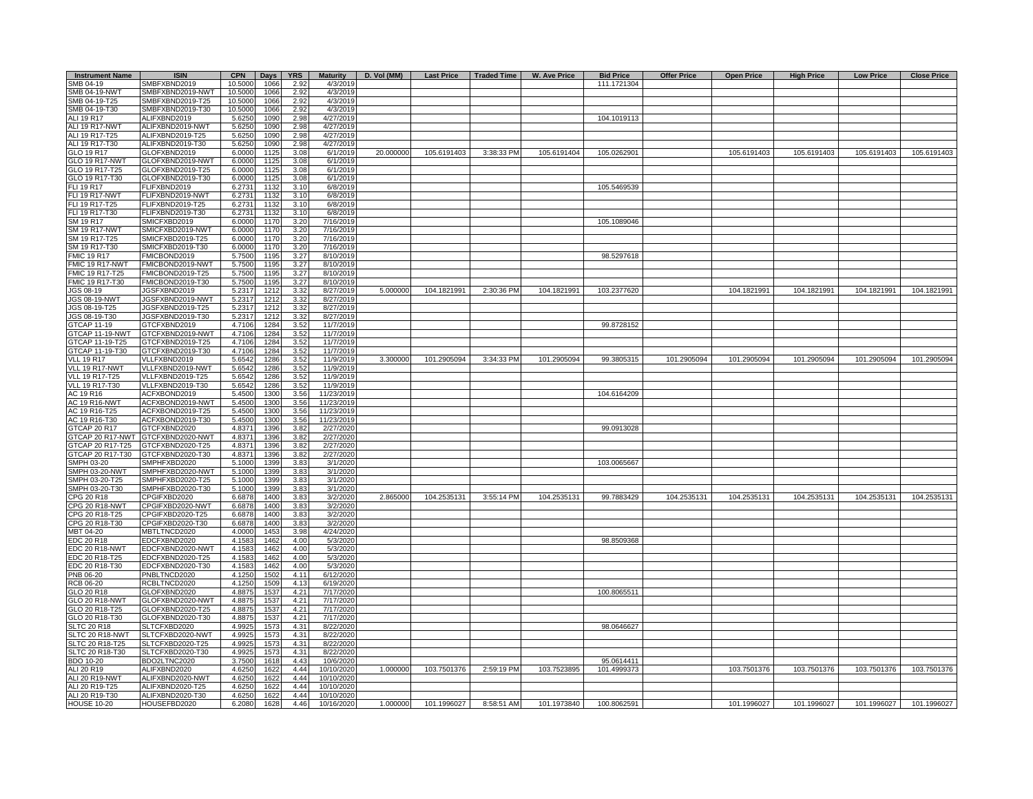| Instrument Name | ISIN | CPN | Days | YRS | Maturity | D. Vol (MM) | Last Price | Traded Time | W. Ave Price | Bid Price | Offer Price | Open Price | High Price | Low Price | Close Price |
|---|---|---|---|---|---|---|---|---|---|---|---|---|---|---|---|
| SMB 04-19 | SMBFXBND2019 | 10.5000 | 1066 | 2.92 | 4/3/2019 | | | | | 111.1721304 | | | | | |
| SMB 04-19-NWT | SMBFXBND2019-NWT | 10.5000 | 1066 | 2.92 | 4/3/2019 | | | | | | | | | | |
| SMB 04-19-T25 | SMBFXBND2019-T25 | 10.5000 | 1066 | 2.92 | 4/3/2019 | | | | | | | | | | |
| SMB 04-19-T30 | SMBFXBND2019-T30 | 10.5000 | 1066 | 2.92 | 4/3/2019 | | | | | | | | | | |
| ALI 19 R17 | ALIFXBND2019 | 5.6250 | 1090 | 2.98 | 4/27/2019 | | | | | 104.1019113 | | | | | |
| ALI 19 R17-NWT | ALIFXBND2019-NWT | 5.6250 | 1090 | 2.98 | 4/27/2019 | | | | | | | | | | |
| ALI 19 R17-T25 | ALIFXBND2019-T25 | 5.6250 | 1090 | 2.98 | 4/27/2019 | | | | | | | | | | |
| ALI 19 R17-T30 | ALIFXBND2019-T30 | 5.6250 | 1090 | 2.98 | 4/27/2019 | | | | | | | | | | |
| GLO 19 R17 | GLOFXBND2019 | 6.0000 | 1125 | 3.08 | 6/1/2019 | 20.000000 | 105.6191403 | 3:38:33 PM | 105.6191404 | 105.0262901 | | 105.6191403 | 105.6191403 | 105.6191403 | 105.6191403 |
| GLO 19 R17-NWT | GLOFXBND2019-NWT | 6.0000 | 1125 | 3.08 | 6/1/2019 | | | | | | | | | | |
| GLO 19 R17-T25 | GLOFXBND2019-T25 | 6.0000 | 1125 | 3.08 | 6/1/2019 | | | | | | | | | | |
| GLO 19 R17-T30 | GLOFXBND2019-T30 | 6.0000 | 1125 | 3.08 | 6/1/2019 | | | | | | | | | | |
| FLI 19 R17 | FLIFXBND2019 | 6.2731 | 1132 | 3.10 | 6/8/2019 | | | | | 105.5469539 | | | | | |
| FLI 19 R17-NWT | FLIFXBND2019-NWT | 6.2731 | 1132 | 3.10 | 6/8/2019 | | | | | | | | | | |
| FLI 19 R17-T25 | FLIFXBND2019-T25 | 6.2731 | 1132 | 3.10 | 6/8/2019 | | | | | | | | | | |
| FLI 19 R17-T30 | FLIFXBND2019-T30 | 6.2731 | 1132 | 3.10 | 6/8/2019 | | | | | | | | | | |
| SM 19 R17 | SMICFXBD2019 | 6.0000 | 1170 | 3.20 | 7/16/2019 | | | | | 105.1089046 | | | | | |
| SM 19 R17-NWT | SMICFXBD2019-NWT | 6.0000 | 1170 | 3.20 | 7/16/2019 | | | | | | | | | | |
| SM 19 R17-T25 | SMICFXBD2019-T25 | 6.0000 | 1170 | 3.20 | 7/16/2019 | | | | | | | | | | |
| SM 19 R17-T30 | SMICFXBD2019-T30 | 6.0000 | 1170 | 3.20 | 7/16/2019 | | | | | | | | | | |
| FMIC 19 R17 | FMICBOND2019 | 5.7500 | 1195 | 3.27 | 8/10/2019 | | | | | 98.5297618 | | | | | |
| FMIC 19 R17-NWT | FMICBOND2019-NWT | 5.7500 | 1195 | 3.27 | 8/10/2019 | | | | | | | | | | |
| FMIC 19 R17-T25 | FMICBOND2019-T25 | 5.7500 | 1195 | 3.27 | 8/10/2019 | | | | | | | | | | |
| FMIC 19 R17-T30 | FMICBOND2019-T30 | 5.7500 | 1195 | 3.27 | 8/10/2019 | | | | | | | | | | |
| JGS 08-19 | JGSFXBND2019 | 5.2317 | 1212 | 3.32 | 8/27/2019 | 5.000000 | 104.1821991 | 2:30:36 PM | 104.1821991 | 103.2377620 | | 104.1821991 | 104.1821991 | 104.1821991 | 104.1821991 |
| JGS 08-19-NWT | JGSFXBND2019-NWT | 5.2317 | 1212 | 3.32 | 8/27/2019 | | | | | | | | | | |
| JGS 08-19-T25 | JGSFXBND2019-T25 | 5.2317 | 1212 | 3.32 | 8/27/2019 | | | | | | | | | | |
| JGS 08-19-T30 | JGSFXBND2019-T30 | 5.2317 | 1212 | 3.32 | 8/27/2019 | | | | | | | | | | |
| GTCAP 11-19 | GTCFXBND2019 | 4.7106 | 1284 | 3.52 | 11/7/2019 | | | | | 99.8728152 | | | | | |
| GTCAP 11-19-NWT | GTCFXBND2019-NWT | 4.7106 | 1284 | 3.52 | 11/7/2019 | | | | | | | | | | |
| GTCAP 11-19-T25 | GTCFXBND2019-T25 | 4.7106 | 1284 | 3.52 | 11/7/2019 | | | | | | | | | | |
| GTCAP 11-19-T30 | GTCFXBND2019-T30 | 4.7106 | 1284 | 3.52 | 11/7/2019 | | | | | | | | | | |
| VLL 19 R17 | VLLFXBND2019 | 5.6542 | 1286 | 3.52 | 11/9/2019 | 3.300000 | 101.2905094 | 3:34:33 PM | 101.2905094 | 99.3805315 | 101.2905094 | 101.2905094 | 101.2905094 | 101.2905094 | 101.2905094 |
| VLL 19 R17-NWT | VLLFXBND2019-NWT | 5.6542 | 1286 | 3.52 | 11/9/2019 | | | | | | | | | | |
| VLL 19 R17-T25 | VLLFXBND2019-T25 | 5.6542 | 1286 | 3.52 | 11/9/2019 | | | | | | | | | | |
| VLL 19 R17-T30 | VLLFXBND2019-T30 | 5.6542 | 1286 | 3.52 | 11/9/2019 | | | | | | | | | | |
| AC 19 R16 | ACFXBOND2019 | 5.4500 | 1300 | 3.56 | 11/23/2019 | | | | | 104.6164209 | | | | | |
| AC 19 R16-NWT | ACFXBOND2019-NWT | 5.4500 | 1300 | 3.56 | 11/23/2019 | | | | | | | | | | |
| AC 19 R16-T25 | ACFXBOND2019-T25 | 5.4500 | 1300 | 3.56 | 11/23/2019 | | | | | | | | | | |
| AC 19 R16-T30 | ACFXBOND2019-T30 | 5.4500 | 1300 | 3.56 | 11/23/2019 | | | | | | | | | | |
| GTCAP 20 R17 | GTCFXBND2020 | 4.8371 | 1396 | 3.82 | 2/27/2020 | | | | | 99.0913028 | | | | | |
| GTCAP 20 R17-NWT | GTCFXBND2020-NWT | 4.8371 | 1396 | 3.82 | 2/27/2020 | | | | | | | | | | |
| GTCAP 20 R17-T25 | GTCFXBND2020-T25 | 4.8371 | 1396 | 3.82 | 2/27/2020 | | | | | | | | | | |
| GTCAP 20 R17-T30 | GTCFXBND2020-T30 | 4.8371 | 1396 | 3.82 | 2/27/2020 | | | | | | | | | | |
| SMPH 03-20 | SMPHFXBD2020 | 5.1000 | 1399 | 3.83 | 3/1/2020 | | | | | 103.0065667 | | | | | |
| SMPH 03-20-NWT | SMPHFXBD2020-NWT | 5.1000 | 1399 | 3.83 | 3/1/2020 | | | | | | | | | | |
| SMPH 03-20-T25 | SMPHFXBD2020-T25 | 5.1000 | 1399 | 3.83 | 3/1/2020 | | | | | | | | | | |
| SMPH 03-20-T30 | SMPHFXBD2020-T30 | 5.1000 | 1399 | 3.83 | 3/1/2020 | | | | | | | | | | |
| CPG 20 R18 | CPGIFXBD2020 | 6.6878 | 1400 | 3.83 | 3/2/2020 | 2.865000 | 104.2535131 | 3:55:14 PM | 104.2535131 | 99.7883429 | 104.2535131 | 104.2535131 | 104.2535131 | 104.2535131 | 104.2535131 |
| CPG 20 R18-NWT | CPGIFXBD2020-NWT | 6.6878 | 1400 | 3.83 | 3/2/2020 | | | | | | | | | | |
| CPG 20 R18-T25 | CPGIFXBD2020-T25 | 6.6878 | 1400 | 3.83 | 3/2/2020 | | | | | | | | | | |
| CPG 20 R18-T30 | CPGIFXBD2020-T30 | 6.6878 | 1400 | 3.83 | 3/2/2020 | | | | | | | | | | |
| MBT 04-20 | MBTLTNCD2020 | 4.0000 | 1453 | 3.98 | 4/24/2020 | | | | | | | | | | |
| EDC 20 R18 | EDCFXBND2020 | 4.1583 | 1462 | 4.00 | 5/3/2020 | | | | | 98.8509368 | | | | | |
| EDC 20 R18-NWT | EDCFXBND2020-NWT | 4.1583 | 1462 | 4.00 | 5/3/2020 | | | | | | | | | | |
| EDC 20 R18-T25 | EDCFXBND2020-T25 | 4.1583 | 1462 | 4.00 | 5/3/2020 | | | | | | | | | | |
| EDC 20 R18-T30 | EDCFXBND2020-T30 | 4.1583 | 1462 | 4.00 | 5/3/2020 | | | | | | | | | | |
| PNB 06-20 | PNBLTNCD2020 | 4.1250 | 1502 | 4.11 | 6/12/2020 | | | | | | | | | | |
| RCB 06-20 | RCBLTNCD2020 | 4.1250 | 1509 | 4.13 | 6/19/2020 | | | | | | | | | | |
| GLO 20 R18 | GLOFXBND2020 | 4.8875 | 1537 | 4.21 | 7/17/2020 | | | | | 100.8065511 | | | | | |
| GLO 20 R18-NWT | GLOFXBND2020-NWT | 4.8875 | 1537 | 4.21 | 7/17/2020 | | | | | | | | | | |
| GLO 20 R18-T25 | GLOFXBND2020-T25 | 4.8875 | 1537 | 4.21 | 7/17/2020 | | | | | | | | | | |
| GLO 20 R18-T30 | GLOFXBND2020-T30 | 4.8875 | 1537 | 4.21 | 7/17/2020 | | | | | | | | | | |
| SLTC 20 R18 | SLTCFXBD2020 | 4.9925 | 1573 | 4.31 | 8/22/2020 | | | | | 98.0646627 | | | | | |
| SLTC 20 R18-NWT | SLTCFXBD2020-NWT | 4.9925 | 1573 | 4.31 | 8/22/2020 | | | | | | | | | | |
| SLTC 20 R18-T25 | SLTCFXBD2020-T25 | 4.9925 | 1573 | 4.31 | 8/22/2020 | | | | | | | | | | |
| SLTC 20 R18-T30 | SLTCFXBD2020-T30 | 4.9925 | 1573 | 4.31 | 8/22/2020 | | | | | | | | | | |
| BDO 10-20 | BDO2LTNC2020 | 3.7500 | 1618 | 4.43 | 10/6/2020 | | | | | 95.0614411 | | | | | |
| ALI 20 R19 | ALIFXBND2020 | 4.6250 | 1622 | 4.44 | 10/10/2020 | 1.000000 | 103.7501376 | 2:59:19 PM | 103.7523895 | 101.4999373 | | 103.7501376 | 103.7501376 | 103.7501376 | 103.7501376 |
| ALI 20 R19-NWT | ALIFXBND2020-NWT | 4.6250 | 1622 | 4.44 | 10/10/2020 | | | | | | | | | | |
| ALI 20 R19-T25 | ALIFXBND2020-T25 | 4.6250 | 1622 | 4.44 | 10/10/2020 | | | | | | | | | | |
| ALI 20 R19-T30 | ALIFXBND2020-T30 | 4.6250 | 1622 | 4.44 | 10/10/2020 | | | | | | | | | | |
| HOUSE 10-20 | HOUSEFBD2020 | 6.2080 | 1628 | 4.46 | 10/16/2020 | 1.000000 | 101.1996027 | 8:58:51 AM | 101.1973840 | 100.8062591 | | 101.1996027 | 101.1996027 | 101.1996027 | 101.1996027 |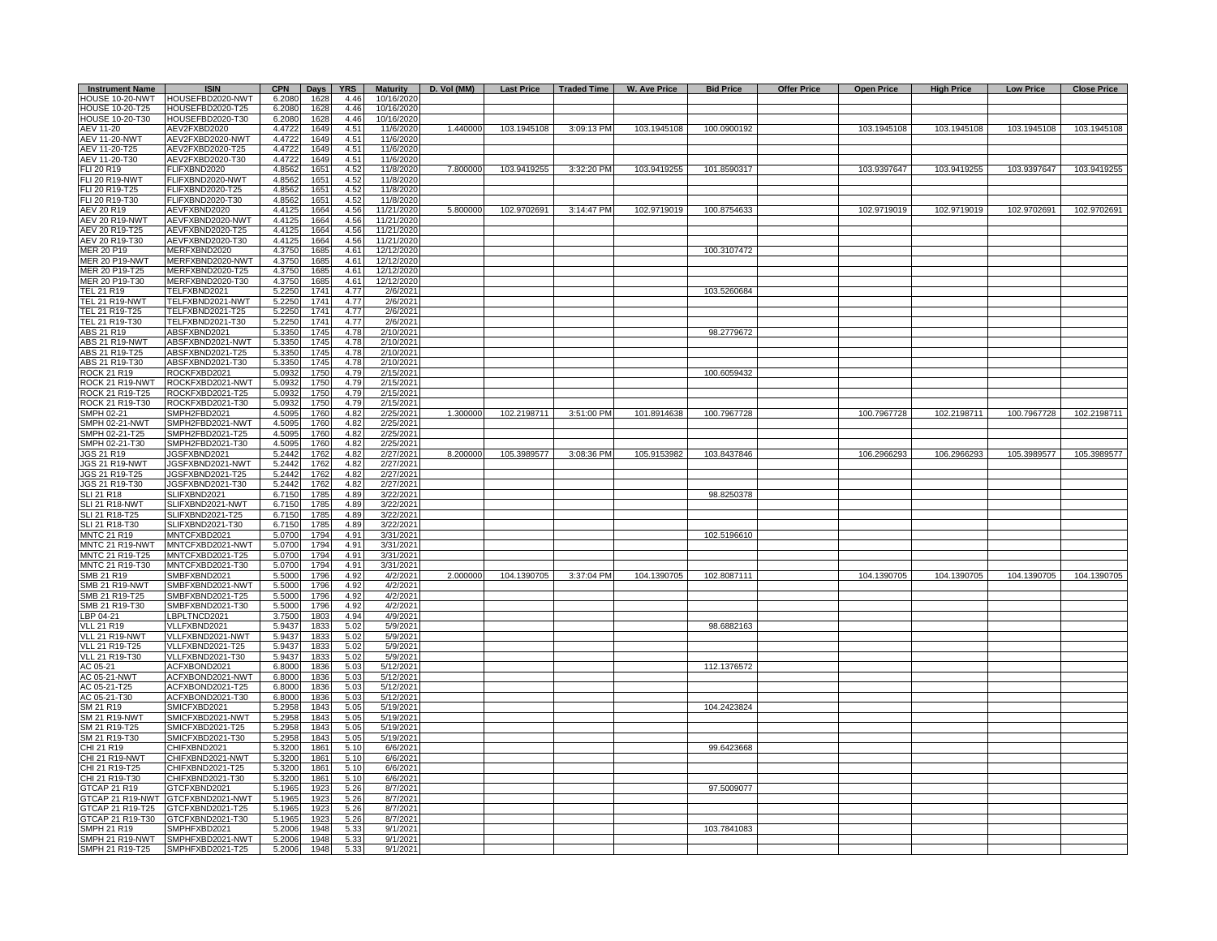| Instrument Name | ISIN | CPN | Days | YRS | Maturity | D. Vol (MM) | Last Price | Traded Time | W. Ave Price | Bid Price | Offer Price | Open Price | High Price | Low Price | Close Price |
|---|---|---|---|---|---|---|---|---|---|---|---|---|---|---|---|
| HOUSE 10-20-NWT | HOUSEFBD2020-NWT | 6.2080 | 1628 | 4.46 | 10/16/2020 | | | | | | | | | | |
| HOUSE 10-20-T25 | HOUSEFBD2020-T25 | 6.2080 | 1628 | 4.46 | 10/16/2020 | | | | | | | | | | |
| HOUSE 10-20-T30 | HOUSEFBD2020-T30 | 6.2080 | 1628 | 4.46 | 10/16/2020 | | | | | | | | | | |
| AEV 11-20 | AEV2FXBD2020 | 4.4722 | 1649 | 4.51 | 11/6/2020 | 1.440000 | 103.1945108 | 3:09:13 PM | 103.1945108 | 100.0900192 | | 103.1945108 | 103.1945108 | 103.1945108 | 103.1945108 |
| AEV 11-20-NWT | AEV2FXBD2020-NWT | 4.4722 | 1649 | 4.51 | 11/6/2020 | | | | | | | | | | |
| AEV 11-20-T25 | AEV2FXBD2020-T25 | 4.4722 | 1649 | 4.51 | 11/6/2020 | | | | | | | | | | |
| AEV 11-20-T30 | AEV2FXBD2020-T30 | 4.4722 | 1649 | 4.51 | 11/6/2020 | | | | | | | | | | |
| FLI 20 R19 | FLIFXBND2020 | 4.8562 | 1651 | 4.52 | 11/8/2020 | 7.800000 | 103.9419255 | 3:32:20 PM | 103.9419255 | 101.8590317 | | 103.9397647 | 103.9419255 | 103.9397647 | 103.9419255 |
| FLI 20 R19-NWT | FLIFXBND2020-NWT | 4.8562 | 1651 | 4.52 | 11/8/2020 | | | | | | | | | | |
| FLI 20 R19-T25 | FLIFXBND2020-T25 | 4.8562 | 1651 | 4.52 | 11/8/2020 | | | | | | | | | | |
| FLI 20 R19-T30 | FLIFXBND2020-T30 | 4.8562 | 1651 | 4.52 | 11/8/2020 | | | | | | | | | | |
| AEV 20 R19 | AEVFXBND2020 | 4.4125 | 1664 | 4.56 | 11/21/2020 | 5.800000 | 102.9702691 | 3:14:47 PM | 102.9719019 | 100.8754633 | | 102.9719019 | 102.9719019 | 102.9702691 | 102.9702691 |
| AEV 20 R19-NWT | AEVFXBND2020-NWT | 4.4125 | 1664 | 4.56 | 11/21/2020 | | | | | | | | | | |
| AEV 20 R19-T25 | AEVFXBND2020-T25 | 4.4125 | 1664 | 4.56 | 11/21/2020 | | | | | | | | | | |
| AEV 20 R19-T30 | AEVFXBND2020-T30 | 4.4125 | 1664 | 4.56 | 11/21/2020 | | | | | | | | | | |
| MER 20 P19 | MERFXBND2020 | 4.3750 | 1685 | 4.61 | 12/12/2020 | | | | | 100.3107472 | | | | | |
| MER 20 P19-NWT | MERFXBND2020-NWT | 4.3750 | 1685 | 4.61 | 12/12/2020 | | | | | | | | | | |
| MER 20 P19-T25 | MERFXBND2020-T25 | 4.3750 | 1685 | 4.61 | 12/12/2020 | | | | | | | | | | |
| MER 20 P19-T30 | MERFXBND2020-T30 | 4.3750 | 1685 | 4.61 | 12/12/2020 | | | | | | | | | | |
| TEL 21 R19 | TELFXBND2021 | 5.2250 | 1741 | 4.77 | 2/6/2021 | | | | | 103.5260684 | | | | | |
| TEL 21 R19-NWT | TELFXBND2021-NWT | 5.2250 | 1741 | 4.77 | 2/6/2021 | | | | | | | | | | |
| TEL 21 R19-T25 | TELFXBND2021-T25 | 5.2250 | 1741 | 4.77 | 2/6/2021 | | | | | | | | | | |
| TEL 21 R19-T30 | TELFXBND2021-T30 | 5.2250 | 1741 | 4.77 | 2/6/2021 | | | | | | | | | | |
| ABS 21 R19 | ABSFXBND2021 | 5.3350 | 1745 | 4.78 | 2/10/2021 | | | | | 98.2779672 | | | | | |
| ABS 21 R19-NWT | ABSFXBND2021-NWT | 5.3350 | 1745 | 4.78 | 2/10/2021 | | | | | | | | | | |
| ABS 21 R19-T25 | ABSFXBND2021-T25 | 5.3350 | 1745 | 4.78 | 2/10/2021 | | | | | | | | | | |
| ABS 21 R19-T30 | ABSFXBND2021-T30 | 5.3350 | 1745 | 4.78 | 2/10/2021 | | | | | | | | | | |
| ROCK 21 R19 | ROCKFXBD2021 | 5.0932 | 1750 | 4.79 | 2/15/2021 | | | | | 100.6059432 | | | | | |
| ROCK 21 R19-NWT | ROCKFXBD2021-NWT | 5.0932 | 1750 | 4.79 | 2/15/2021 | | | | | | | | | | |
| ROCK 21 R19-T25 | ROCKFXBD2021-T25 | 5.0932 | 1750 | 4.79 | 2/15/2021 | | | | | | | | | | |
| ROCK 21 R19-T30 | ROCKFXBD2021-T30 | 5.0932 | 1750 | 4.79 | 2/15/2021 | | | | | | | | | | |
| SMPH 02-21 | SMPH2FBD2021 | 4.5095 | 1760 | 4.82 | 2/25/2021 | 1.300000 | 102.2198711 | 3:51:00 PM | 101.8914638 | 100.7967728 | | 100.7967728 | 102.2198711 | 100.7967728 | 102.2198711 |
| SMPH 02-21-NWT | SMPH2FBD2021-NWT | 4.5095 | 1760 | 4.82 | 2/25/2021 | | | | | | | | | | |
| SMPH 02-21-T25 | SMPH2FBD2021-T25 | 4.5095 | 1760 | 4.82 | 2/25/2021 | | | | | | | | | | |
| SMPH 02-21-T30 | SMPH2FBD2021-T30 | 4.5095 | 1760 | 4.82 | 2/25/2021 | | | | | | | | | | |
| JGS 21 R19 | JGSFXBND2021 | 5.2442 | 1762 | 4.82 | 2/27/2021 | 8.200000 | 105.3989577 | 3:08:36 PM | 105.9153982 | 103.8437846 | | 106.2966293 | 106.2966293 | 105.3989577 | 105.3989577 |
| JGS 21 R19-NWT | JGSFXBND2021-NWT | 5.2442 | 1762 | 4.82 | 2/27/2021 | | | | | | | | | | |
| JGS 21 R19-T25 | JGSFXBND2021-T25 | 5.2442 | 1762 | 4.82 | 2/27/2021 | | | | | | | | | | |
| JGS 21 R19-T30 | JGSFXBND2021-T30 | 5.2442 | 1762 | 4.82 | 2/27/2021 | | | | | | | | | | |
| SLI 21 R18 | SLIFXBND2021 | 6.7150 | 1785 | 4.89 | 3/22/2021 | | | | | 98.8250378 | | | | | |
| SLI 21 R18-NWT | SLIFXBND2021-NWT | 6.7150 | 1785 | 4.89 | 3/22/2021 | | | | | | | | | | |
| SLI 21 R18-T25 | SLIFXBND2021-T25 | 6.7150 | 1785 | 4.89 | 3/22/2021 | | | | | | | | | | |
| SLI 21 R18-T30 | SLIFXBND2021-T30 | 6.7150 | 1785 | 4.89 | 3/22/2021 | | | | | | | | | | |
| MNTC 21 R19 | MNTCFXBD2021 | 5.0700 | 1794 | 4.91 | 3/31/2021 | | | | | 102.5196610 | | | | | |
| MNTC 21 R19-NWT | MNTCFXBD2021-NWT | 5.0700 | 1794 | 4.91 | 3/31/2021 | | | | | | | | | | |
| MNTC 21 R19-T25 | MNTCFXBD2021-T25 | 5.0700 | 1794 | 4.91 | 3/31/2021 | | | | | | | | | | |
| MNTC 21 R19-T30 | MNTCFXBD2021-T30 | 5.0700 | 1794 | 4.91 | 3/31/2021 | | | | | | | | | | |
| SMB 21 R19 | SMBFXBND2021 | 5.5000 | 1796 | 4.92 | 4/2/2021 | 2.000000 | 104.1390705 | 3:37:04 PM | 104.1390705 | 102.8087111 | | 104.1390705 | 104.1390705 | 104.1390705 | 104.1390705 |
| SMB 21 R19-NWT | SMBFXBND2021-NWT | 5.5000 | 1796 | 4.92 | 4/2/2021 | | | | | | | | | | |
| SMB 21 R19-T25 | SMBFXBND2021-T25 | 5.5000 | 1796 | 4.92 | 4/2/2021 | | | | | | | | | | |
| SMB 21 R19-T30 | SMBFXBND2021-T30 | 5.5000 | 1796 | 4.92 | 4/2/2021 | | | | | | | | | | |
| LBP 04-21 | LBPLTNCD2021 | 3.7500 | 1803 | 4.94 | 4/9/2021 | | | | | | | | | | |
| VLL 21 R19 | VLLFXBND2021 | 5.9437 | 1833 | 5.02 | 5/9/2021 | | | | | 98.6882163 | | | | | |
| VLL 21 R19-NWT | VLLFXBND2021-NWT | 5.9437 | 1833 | 5.02 | 5/9/2021 | | | | | | | | | | |
| VLL 21 R19-T25 | VLLFXBND2021-T25 | 5.9437 | 1833 | 5.02 | 5/9/2021 | | | | | | | | | | |
| VLL 21 R19-T30 | VLLFXBND2021-T30 | 5.9437 | 1833 | 5.02 | 5/9/2021 | | | | | | | | | | |
| AC 05-21 | ACFXBOND2021 | 6.8000 | 1836 | 5.03 | 5/12/2021 | | | | | 112.1376572 | | | | | |
| AC 05-21-NWT | ACFXBOND2021-NWT | 6.8000 | 1836 | 5.03 | 5/12/2021 | | | | | | | | | | |
| AC 05-21-T25 | ACFXBOND2021-T25 | 6.8000 | 1836 | 5.03 | 5/12/2021 | | | | | | | | | | |
| AC 05-21-T30 | ACFXBOND2021-T30 | 6.8000 | 1836 | 5.03 | 5/12/2021 | | | | | | | | | | |
| SM 21 R19 | SMICFXBD2021 | 5.2958 | 1843 | 5.05 | 5/19/2021 | | | | | 104.2423824 | | | | | |
| SM 21 R19-NWT | SMICFXBD2021-NWT | 5.2958 | 1843 | 5.05 | 5/19/2021 | | | | | | | | | | |
| SM 21 R19-T25 | SMICFXBD2021-T25 | 5.2958 | 1843 | 5.05 | 5/19/2021 | | | | | | | | | | |
| SM 21 R19-T30 | SMICFXBD2021-T30 | 5.2958 | 1843 | 5.05 | 5/19/2021 | | | | | | | | | | |
| CHI 21 R19 | CHIFXBND2021 | 5.3200 | 1861 | 5.10 | 6/6/2021 | | | | | 99.6423668 | | | | | |
| CHI 21 R19-NWT | CHIFXBND2021-NWT | 5.3200 | 1861 | 5.10 | 6/6/2021 | | | | | | | | | | |
| CHI 21 R19-T25 | CHIFXBND2021-T25 | 5.3200 | 1861 | 5.10 | 6/6/2021 | | | | | | | | | | |
| CHI 21 R19-T30 | CHIFXBND2021-T30 | 5.3200 | 1861 | 5.10 | 6/6/2021 | | | | | | | | | | |
| GTCAP 21 R19 | GTCFXBND2021 | 5.1965 | 1923 | 5.26 | 8/7/2021 | | | | | 97.5009077 | | | | | |
| GTCAP 21 R19-NWT | GTCFXBND2021-NWT | 5.1965 | 1923 | 5.26 | 8/7/2021 | | | | | | | | | | |
| GTCAP 21 R19-T25 | GTCFXBND2021-T25 | 5.1965 | 1923 | 5.26 | 8/7/2021 | | | | | | | | | | |
| GTCAP 21 R19-T30 | GTCFXBND2021-T30 | 5.1965 | 1923 | 5.26 | 8/7/2021 | | | | | | | | | | |
| SMPH 21 R19 | SMPHFXBD2021 | 5.2006 | 1948 | 5.33 | 9/1/2021 | | | | | 103.7841083 | | | | | |
| SMPH 21 R19-NWT | SMPHFXBD2021-NWT | 5.2006 | 1948 | 5.33 | 9/1/2021 | | | | | | | | | | |
| SMPH 21 R19-T25 | SMPHFXBD2021-T25 | 5.2006 | 1948 | 5.33 | 9/1/2021 | | | | | | | | | | |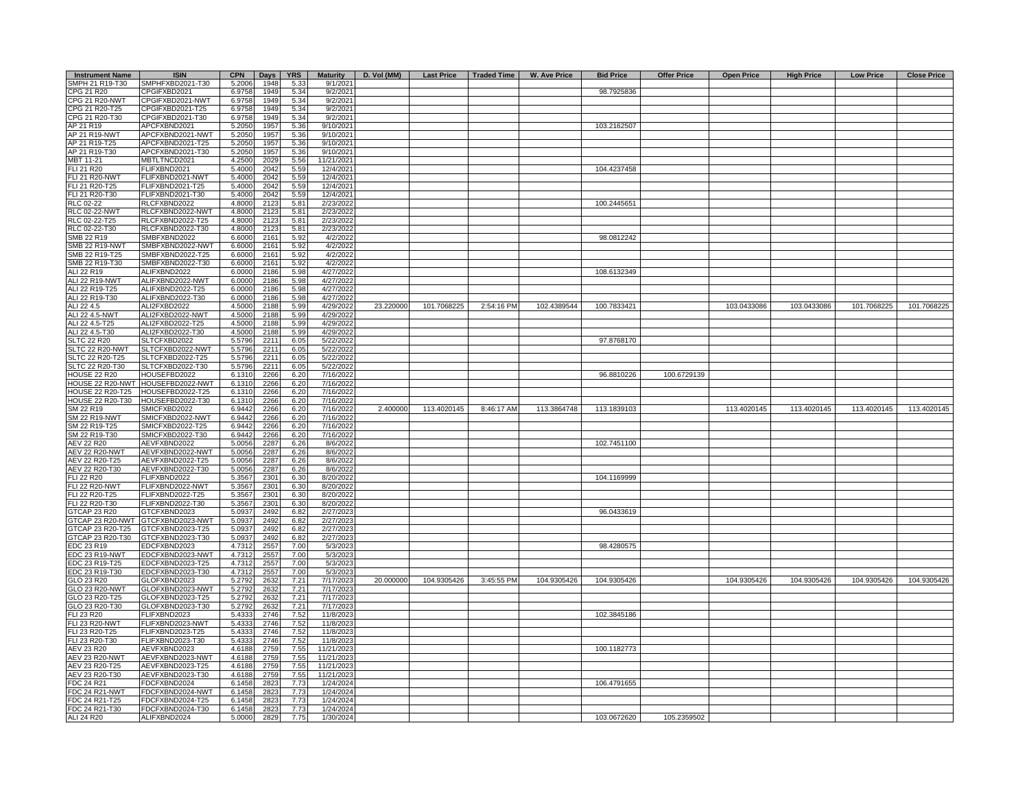| Instrument Name | ISIN | CPN | Days | YRS | Maturity | D. Vol (MM) | Last Price | Traded Time | W. Ave Price | Bid Price | Offer Price | Open Price | High Price | Low Price | Close Price |
|---|---|---|---|---|---|---|---|---|---|---|---|---|---|---|---|
| SMPH 21 R19-T30 | SMPHFXBD2021-T30 | 5.2006 | 1948 | 5.33 | 9/1/2021 | | | | | | | | | | |
| CPG 21 R20 | CPGIFXBD2021 | 6.9758 | 1949 | 5.34 | 9/2/2021 | | | | | 98.7925836 | | | | | |
| CPG 21 R20-NWT | CPGIFXBD2021-NWT | 6.9758 | 1949 | 5.34 | 9/2/2021 | | | | | | | | | | |
| CPG 21 R20-T25 | CPGIFXBD2021-T25 | 6.9758 | 1949 | 5.34 | 9/2/2021 | | | | | | | | | | |
| CPG 21 R20-T30 | CPGIFXBD2021-T30 | 6.9758 | 1949 | 5.34 | 9/2/2021 | | | | | | | | | | |
| AP 21 R19 | APCFXBND2021 | 5.2050 | 1957 | 5.36 | 9/10/2021 | | | | | 103.2162507 | | | | | |
| AP 21 R19-NWT | APCFXBND2021-NWT | 5.2050 | 1957 | 5.36 | 9/10/2021 | | | | | | | | | | |
| AP 21 R19-T25 | APCFXBND2021-T25 | 5.2050 | 1957 | 5.36 | 9/10/2021 | | | | | | | | | | |
| AP 21 R19-T30 | APCFXBND2021-T30 | 5.2050 | 1957 | 5.36 | 9/10/2021 | | | | | | | | | | |
| MBT 11-21 | MBTLTNCD2021 | 4.2500 | 2029 | 5.56 | 11/21/2021 | | | | | | | | | | |
| FLI 21 R20 | FLIFXBND2021 | 5.4000 | 2042 | 5.59 | 12/4/2021 | | | | | 104.4237458 | | | | | |
| FLI 21 R20-NWT | FLIFXBND2021-NWT | 5.4000 | 2042 | 5.59 | 12/4/2021 | | | | | | | | | | |
| FLI 21 R20-T25 | FLIFXBND2021-T25 | 5.4000 | 2042 | 5.59 | 12/4/2021 | | | | | | | | | | |
| FLI 21 R20-T30 | FLIFXBND2021-T30 | 5.4000 | 2042 | 5.59 | 12/4/2021 | | | | | | | | | | |
| RLC 02-22 | RLCFXBND2022 | 4.8000 | 2123 | 5.81 | 2/23/2022 | | | | | 100.2445651 | | | | | |
| RLC 02-22-NWT | RLCFXBND2022-NWT | 4.8000 | 2123 | 5.81 | 2/23/2022 | | | | | | | | | | |
| RLC 02-22-T25 | RLCFXBND2022-T25 | 4.8000 | 2123 | 5.81 | 2/23/2022 | | | | | | | | | | |
| RLC 02-22-T30 | RLCFXBND2022-T30 | 4.8000 | 2123 | 5.81 | 2/23/2022 | | | | | | | | | | |
| SMB 22 R19 | SMBFXBND2022 | 6.6000 | 2161 | 5.92 | 4/2/2022 | | | | | 98.0812242 | | | | | |
| SMB 22 R19-NWT | SMBFXBND2022-NWT | 6.6000 | 2161 | 5.92 | 4/2/2022 | | | | | | | | | | |
| SMB 22 R19-T25 | SMBFXBND2022-T25 | 6.6000 | 2161 | 5.92 | 4/2/2022 | | | | | | | | | | |
| SMB 22 R19-T30 | SMBFXBND2022-T30 | 6.6000 | 2161 | 5.92 | 4/2/2022 | | | | | | | | | | |
| ALI 22 R19 | ALIFXBND2022 | 6.0000 | 2186 | 5.98 | 4/27/2022 | | | | | 108.6132349 | | | | | |
| ALI 22 R19-NWT | ALIFXBND2022-NWT | 6.0000 | 2186 | 5.98 | 4/27/2022 | | | | | | | | | | |
| ALI 22 R19-T25 | ALIFXBND2022-T25 | 6.0000 | 2186 | 5.98 | 4/27/2022 | | | | | | | | | | |
| ALI 22 R19-T30 | ALIFXBND2022-T30 | 6.0000 | 2186 | 5.98 | 4/27/2022 | | | | | | | | | | |
| ALI 22 4.5 | ALI2FXBD2022 | 4.5000 | 2188 | 5.99 | 4/29/2022 | 23.220000 | 101.7068225 | 2:54:16 PM | 102.4389544 | 100.7833421 | | 103.0433086 | 103.0433086 | 101.7068225 | 101.7068225 |
| ALI 22 4.5-NWT | ALI2FXBD2022-NWT | 4.5000 | 2188 | 5.99 | 4/29/2022 | | | | | | | | | | |
| ALI 22 4.5-T25 | ALI2FXBD2022-T25 | 4.5000 | 2188 | 5.99 | 4/29/2022 | | | | | | | | | | |
| ALI 22 4.5-T30 | ALI2FXBD2022-T30 | 4.5000 | 2188 | 5.99 | 4/29/2022 | | | | | | | | | | |
| SLTC 22 R20 | SLTCFXBD2022 | 5.5796 | 2211 | 6.05 | 5/22/2022 | | | | | 97.8768170 | | | | | |
| SLTC 22 R20-NWT | SLTCFXBD2022-NWT | 5.5796 | 2211 | 6.05 | 5/22/2022 | | | | | | | | | | |
| SLTC 22 R20-T25 | SLTCFXBD2022-T25 | 5.5796 | 2211 | 6.05 | 5/22/2022 | | | | | | | | | | |
| SLTC 22 R20-T30 | SLTCFXBD2022-T30 | 5.5796 | 2211 | 6.05 | 5/22/2022 | | | | | | | | | | |
| HOUSE 22 R20 | HOUSEFBD2022 | 6.1310 | 2266 | 6.20 | 7/16/2022 | | | | | 96.8810226 | 100.6729139 | | | | |
| HOUSE 22 R20-NWT | HOUSEFBD2022-NWT | 6.1310 | 2266 | 6.20 | 7/16/2022 | | | | | | | | | | |
| HOUSE 22 R20-T25 | HOUSEFBD2022-T25 | 6.1310 | 2266 | 6.20 | 7/16/2022 | | | | | | | | | | |
| HOUSE 22 R20-T30 | HOUSEFBD2022-T30 | 6.1310 | 2266 | 6.20 | 7/16/2022 | | | | | | | | | | |
| SM 22 R19 | SMICFXBD2022 | 6.9442 | 2266 | 6.20 | 7/16/2022 | 2.400000 | 113.4020145 | 8:46:17 AM | 113.3864748 | 113.1839103 | | 113.4020145 | 113.4020145 | 113.4020145 | 113.4020145 |
| SM 22 R19-NWT | SMICFXBD2022-NWT | 6.9442 | 2266 | 6.20 | 7/16/2022 | | | | | | | | | | |
| SM 22 R19-T25 | SMICFXBD2022-T25 | 6.9442 | 2266 | 6.20 | 7/16/2022 | | | | | | | | | | |
| SM 22 R19-T30 | SMICFXBD2022-T30 | 6.9442 | 2266 | 6.20 | 7/16/2022 | | | | | | | | | | |
| AEV 22 R20 | AEVFXBND2022 | 5.0056 | 2287 | 6.26 | 8/6/2022 | | | | | 102.7451100 | | | | | |
| AEV 22 R20-NWT | AEVFXBND2022-NWT | 5.0056 | 2287 | 6.26 | 8/6/2022 | | | | | | | | | | |
| AEV 22 R20-T25 | AEVFXBND2022-T25 | 5.0056 | 2287 | 6.26 | 8/6/2022 | | | | | | | | | | |
| AEV 22 R20-T30 | AEVFXBND2022-T30 | 5.0056 | 2287 | 6.26 | 8/6/2022 | | | | | | | | | | |
| FLI 22 R20 | FLIFXBND2022 | 5.3567 | 2301 | 6.30 | 8/20/2022 | | | | | 104.1169999 | | | | | |
| FLI 22 R20-NWT | FLIFXBND2022-NWT | 5.3567 | 2301 | 6.30 | 8/20/2022 | | | | | | | | | | |
| FLI 22 R20-T25 | FLIFXBND2022-T25 | 5.3567 | 2301 | 6.30 | 8/20/2022 | | | | | | | | | | |
| FLI 22 R20-T30 | FLIFXBND2022-T30 | 5.3567 | 2301 | 6.30 | 8/20/2022 | | | | | | | | | | |
| GTCAP 23 R20 | GTCFXBND2023 | 5.0937 | 2492 | 6.82 | 2/27/2023 | | | | | 96.0433619 | | | | | |
| GTCAP 23 R20-NWT | GTCFXBND2023-NWT | 5.0937 | 2492 | 6.82 | 2/27/2023 | | | | | | | | | | |
| GTCAP 23 R20-T25 | GTCFXBND2023-T25 | 5.0937 | 2492 | 6.82 | 2/27/2023 | | | | | | | | | | |
| GTCAP 23 R20-T30 | GTCFXBND2023-T30 | 5.0937 | 2492 | 6.82 | 2/27/2023 | | | | | | | | | | |
| EDC 23 R19 | EDCFXBND2023 | 4.7312 | 2557 | 7.00 | 5/3/2023 | | | | | 98.4280575 | | | | | |
| EDC 23 R19-NWT | EDCFXBND2023-NWT | 4.7312 | 2557 | 7.00 | 5/3/2023 | | | | | | | | | | |
| EDC 23 R19-T25 | EDCFXBND2023-T25 | 4.7312 | 2557 | 7.00 | 5/3/2023 | | | | | | | | | | |
| EDC 23 R19-T30 | EDCFXBND2023-T30 | 4.7312 | 2557 | 7.00 | 5/3/2023 | | | | | | | | | | |
| GLO 23 R20 | GLOFXBND2023 | 5.2792 | 2632 | 7.21 | 7/17/2023 | 20.000000 | 104.9305426 | 3:45:55 PM | 104.9305426 | 104.9305426 | | 104.9305426 | 104.9305426 | 104.9305426 | 104.9305426 |
| GLO 23 R20-NWT | GLOFXBND2023-NWT | 5.2792 | 2632 | 7.21 | 7/17/2023 | | | | | | | | | | |
| GLO 23 R20-T25 | GLOFXBND2023-T25 | 5.2792 | 2632 | 7.21 | 7/17/2023 | | | | | | | | | | |
| GLO 23 R20-T30 | GLOFXBND2023-T30 | 5.2792 | 2632 | 7.21 | 7/17/2023 | | | | | | | | | | |
| FLI 23 R20 | FLIFXBND2023 | 5.4333 | 2746 | 7.52 | 11/8/2023 | | | | | 102.3845186 | | | | | |
| FLI 23 R20-NWT | FLIFXBND2023-NWT | 5.4333 | 2746 | 7.52 | 11/8/2023 | | | | | | | | | | |
| FLI 23 R20-T25 | FLIFXBND2023-T25 | 5.4333 | 2746 | 7.52 | 11/8/2023 | | | | | | | | | | |
| FLI 23 R20-T30 | FLIFXBND2023-T30 | 5.4333 | 2746 | 7.52 | 11/8/2023 | | | | | | | | | | |
| AEV 23 R20 | AEVFXBND2023 | 4.6188 | 2759 | 7.55 | 11/21/2023 | | | | | 100.1182773 | | | | | |
| AEV 23 R20-NWT | AEVFXBND2023-NWT | 4.6188 | 2759 | 7.55 | 11/21/2023 | | | | | | | | | | |
| AEV 23 R20-T25 | AEVFXBND2023-T25 | 4.6188 | 2759 | 7.55 | 11/21/2023 | | | | | | | | | | |
| AEV 23 R20-T30 | AEVFXBND2023-T30 | 4.6188 | 2759 | 7.55 | 11/21/2023 | | | | | | | | | | |
| FDC 24 R21 | FDCFXBND2024 | 6.1458 | 2823 | 7.73 | 1/24/2024 | | | | | 106.4791655 | | | | | |
| FDC 24 R21-NWT | FDCFXBND2024-NWT | 6.1458 | 2823 | 7.73 | 1/24/2024 | | | | | | | | | | |
| FDC 24 R21-T25 | FDCFXBND2024-T25 | 6.1458 | 2823 | 7.73 | 1/24/2024 | | | | | | | | | | |
| FDC 24 R21-T30 | FDCFXBND2024-T30 | 6.1458 | 2823 | 7.73 | 1/24/2024 | | | | | | | | | | |
| ALI 24 R20 | ALIFXBND2024 | 5.0000 | 2829 | 7.75 | 1/30/2024 | | | | | 103.0672620 | 105.2359502 | | | | |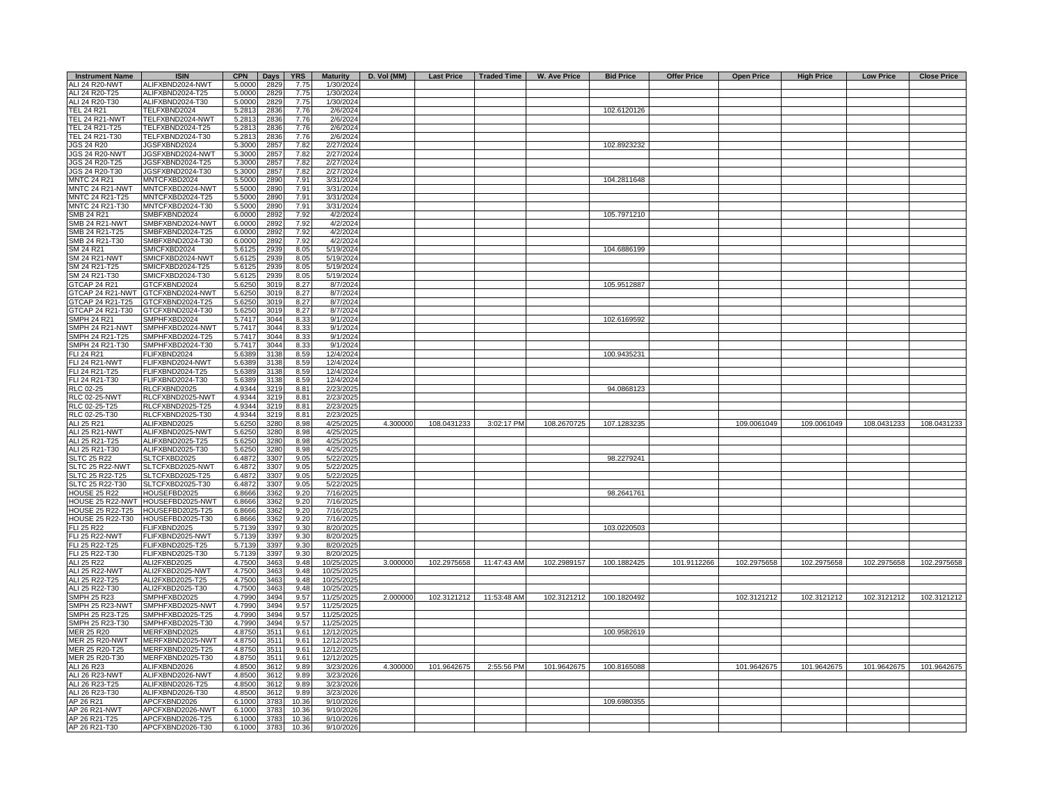| Instrument Name | ISIN | CPN | Days | YRS | Maturity | D. Vol (MM) | Last Price | Traded Time | W. Ave Price | Bid Price | Offer Price | Open Price | High Price | Low Price | Close Price |
|---|---|---|---|---|---|---|---|---|---|---|---|---|---|---|---|
| ALI 24 R20-NWT | ALIFXBND2024-NWT | 5.0000 | 2829 | 7.75 | 1/30/2024 | | | | | | | | | | |
| ALI 24 R20-T25 | ALIFXBND2024-T25 | 5.0000 | 2829 | 7.75 | 1/30/2024 | | | | | | | | | | |
| ALI 24 R20-T30 | ALIFXBND2024-T30 | 5.0000 | 2829 | 7.75 | 1/30/2024 | | | | | | | | | | |
| TEL 24 R21 | TELFXBND2024 | 5.2813 | 2836 | 7.76 | 2/6/2024 | | | | | 102.6120126 | | | | | |
| TEL 24 R21-NWT | TELFXBND2024-NWT | 5.2813 | 2836 | 7.76 | 2/6/2024 | | | | | | | | | | |
| TEL 24 R21-T25 | TELFXBND2024-T25 | 5.2813 | 2836 | 7.76 | 2/6/2024 | | | | | | | | | | |
| TEL 24 R21-T30 | TELFXBND2024-T30 | 5.2813 | 2836 | 7.76 | 2/6/2024 | | | | | | | | | | |
| JGS 24 R20 | JGSFXBND2024 | 5.3000 | 2857 | 7.82 | 2/27/2024 | | | | | 102.8923232 | | | | | |
| JGS 24 R20-NWT | JGSFXBND2024-NWT | 5.3000 | 2857 | 7.82 | 2/27/2024 | | | | | | | | | | |
| JGS 24 R20-T25 | JGSFXBND2024-T25 | 5.3000 | 2857 | 7.82 | 2/27/2024 | | | | | | | | | | |
| JGS 24 R20-T30 | JGSFXBND2024-T30 | 5.3000 | 2857 | 7.82 | 2/27/2024 | | | | | | | | | | |
| MNTC 24 R21 | MNTCFXBD2024 | 5.5000 | 2890 | 7.91 | 3/31/2024 | | | | | 104.2811648 | | | | | |
| MNTC 24 R21-NWT | MNTCFXBD2024-NWT | 5.5000 | 2890 | 7.91 | 3/31/2024 | | | | | | | | | | |
| MNTC 24 R21-T25 | MNTCFXBD2024-T25 | 5.5000 | 2890 | 7.91 | 3/31/2024 | | | | | | | | | | |
| MNTC 24 R21-T30 | MNTCFXBD2024-T30 | 5.5000 | 2890 | 7.91 | 3/31/2024 | | | | | | | | | | |
| SMB 24 R21 | SMBFXBND2024 | 6.0000 | 2892 | 7.92 | 4/2/2024 | | | | | 105.7971210 | | | | | |
| SMB 24 R21-NWT | SMBFXBND2024-NWT | 6.0000 | 2892 | 7.92 | 4/2/2024 | | | | | | | | | | |
| SMB 24 R21-T25 | SMBFXBND2024-T25 | 6.0000 | 2892 | 7.92 | 4/2/2024 | | | | | | | | | | |
| SMB 24 R21-T30 | SMBFXBND2024-T30 | 6.0000 | 2892 | 7.92 | 4/2/2024 | | | | | | | | | | |
| SM 24 R21 | SMICFXBD2024 | 5.6125 | 2939 | 8.05 | 5/19/2024 | | | | | 104.6886199 | | | | | |
| SM 24 R21-NWT | SMICFXBD2024-NWT | 5.6125 | 2939 | 8.05 | 5/19/2024 | | | | | | | | | | |
| SM 24 R21-T25 | SMICFXBD2024-T25 | 5.6125 | 2939 | 8.05 | 5/19/2024 | | | | | | | | | | |
| SM 24 R21-T30 | SMICFXBD2024-T30 | 5.6125 | 2939 | 8.05 | 5/19/2024 | | | | | | | | | | |
| GTCAP 24 R21 | GTCFXBND2024 | 5.6250 | 3019 | 8.27 | 8/7/2024 | | | | | 105.9512887 | | | | | |
| GTCAP 24 R21-NWT | GTCFXBND2024-NWT | 5.6250 | 3019 | 8.27 | 8/7/2024 | | | | | | | | | | |
| GTCAP 24 R21-T25 | GTCFXBND2024-T25 | 5.6250 | 3019 | 8.27 | 8/7/2024 | | | | | | | | | | |
| GTCAP 24 R21-T30 | GTCFXBND2024-T30 | 5.6250 | 3019 | 8.27 | 8/7/2024 | | | | | | | | | | |
| SMPH 24 R21 | SMPHFXBD2024 | 5.7417 | 3044 | 8.33 | 9/1/2024 | | | | | 102.6169592 | | | | | |
| SMPH 24 R21-NWT | SMPHFXBD2024-NWT | 5.7417 | 3044 | 8.33 | 9/1/2024 | | | | | | | | | | |
| SMPH 24 R21-T25 | SMPHFXBD2024-T25 | 5.7417 | 3044 | 8.33 | 9/1/2024 | | | | | | | | | | |
| SMPH 24 R21-T30 | SMPHFXBD2024-T30 | 5.7417 | 3044 | 8.33 | 9/1/2024 | | | | | | | | | | |
| FLI 24 R21 | FLIFXBND2024 | 5.6389 | 3138 | 8.59 | 12/4/2024 | | | | | 100.9435231 | | | | | |
| FLI 24 R21-NWT | FLIFXBND2024-NWT | 5.6389 | 3138 | 8.59 | 12/4/2024 | | | | | | | | | | |
| FLI 24 R21-T25 | FLIFXBND2024-T25 | 5.6389 | 3138 | 8.59 | 12/4/2024 | | | | | | | | | | |
| FLI 24 R21-T30 | FLIFXBND2024-T30 | 5.6389 | 3138 | 8.59 | 12/4/2024 | | | | | | | | | | |
| RLC 02-25 | RLCFXBND2025 | 4.9344 | 3219 | 8.81 | 2/23/2025 | | | | | 94.0868123 | | | | | |
| RLC 02-25-NWT | RLCFXBND2025-NWT | 4.9344 | 3219 | 8.81 | 2/23/2025 | | | | | | | | | | |
| RLC 02-25-T25 | RLCFXBND2025-T25 | 4.9344 | 3219 | 8.81 | 2/23/2025 | | | | | | | | | | |
| RLC 02-25-T30 | RLCFXBND2025-T30 | 4.9344 | 3219 | 8.81 | 2/23/2025 | | | | | | | | | | |
| ALI 25 R21 | ALIFXBND2025 | 5.6250 | 3280 | 8.98 | 4/25/2025 | 4.300000 | 108.0431233 | 3:02:17 PM | 108.2670725 | 107.1283235 | | 109.0061049 | 109.0061049 | 108.0431233 | 108.0431233 |
| ALI 25 R21-NWT | ALIFXBND2025-NWT | 5.6250 | 3280 | 8.98 | 4/25/2025 | | | | | | | | | | |
| ALI 25 R21-T25 | ALIFXBND2025-T25 | 5.6250 | 3280 | 8.98 | 4/25/2025 | | | | | | | | | | |
| ALI 25 R21-T30 | ALIFXBND2025-T30 | 5.6250 | 3280 | 8.98 | 4/25/2025 | | | | | | | | | | |
| SLTC 25 R22 | SLTCFXBD2025 | 6.4872 | 3307 | 9.05 | 5/22/2025 | | | | | 98.2279241 | | | | | |
| SLTC 25 R22-NWT | SLTCFXBD2025-NWT | 6.4872 | 3307 | 9.05 | 5/22/2025 | | | | | | | | | | |
| SLTC 25 R22-T25 | SLTCFXBD2025-T25 | 6.4872 | 3307 | 9.05 | 5/22/2025 | | | | | | | | | | |
| SLTC 25 R22-T30 | SLTCFXBD2025-T30 | 6.4872 | 3307 | 9.05 | 5/22/2025 | | | | | | | | | | |
| HOUSE 25 R22 | HOUSEFBD2025 | 6.8666 | 3362 | 9.20 | 7/16/2025 | | | | | 98.2641761 | | | | | |
| HOUSE 25 R22-NWT | HOUSEFBD2025-NWT | 6.8666 | 3362 | 9.20 | 7/16/2025 | | | | | | | | | | |
| HOUSE 25 R22-T25 | HOUSEFBD2025-T25 | 6.8666 | 3362 | 9.20 | 7/16/2025 | | | | | | | | | | |
| HOUSE 25 R22-T30 | HOUSEFBD2025-T30 | 6.8666 | 3362 | 9.20 | 7/16/2025 | | | | | | | | | | |
| FLI 25 R22 | FLIFXBND2025 | 5.7139 | 3397 | 9.30 | 8/20/2025 | | | | | 103.0220503 | | | | | |
| FLI 25 R22-NWT | FLIFXBND2025-NWT | 5.7139 | 3397 | 9.30 | 8/20/2025 | | | | | | | | | | |
| FLI 25 R22-T25 | FLIFXBND2025-T25 | 5.7139 | 3397 | 9.30 | 8/20/2025 | | | | | | | | | | |
| FLI 25 R22-T30 | FLIFXBND2025-T30 | 5.7139 | 3397 | 9.30 | 8/20/2025 | | | | | | | | | | |
| ALI 25 R22 | ALI2FXBD2025 | 4.7500 | 3463 | 9.48 | 10/25/2025 | 3.000000 | 102.2975658 | 11:47:43 AM | 102.2989157 | 100.1882425 | 101.9112266 | 102.2975658 | 102.2975658 | 102.2975658 | 102.2975658 |
| ALI 25 R22-NWT | ALI2FXBD2025-NWT | 4.7500 | 3463 | 9.48 | 10/25/2025 | | | | | | | | | | |
| ALI 25 R22-T25 | ALI2FXBD2025-T25 | 4.7500 | 3463 | 9.48 | 10/25/2025 | | | | | | | | | | |
| ALI 25 R22-T30 | ALI2FXBD2025-T30 | 4.7500 | 3463 | 9.48 | 10/25/2025 | | | | | | | | | | |
| SMPH 25 R23 | SMPHFXBD2025 | 4.7990 | 3494 | 9.57 | 11/25/2025 | 2.000000 | 102.3121212 | 11:53:48 AM | 102.3121212 | 100.1820492 | | 102.3121212 | 102.3121212 | 102.3121212 | 102.3121212 |
| SMPH 25 R23-NWT | SMPHFXBD2025-NWT | 4.7990 | 3494 | 9.57 | 11/25/2025 | | | | | | | | | | |
| SMPH 25 R23-T25 | SMPHFXBD2025-T25 | 4.7990 | 3494 | 9.57 | 11/25/2025 | | | | | | | | | | |
| SMPH 25 R23-T30 | SMPHFXBD2025-T30 | 4.7990 | 3494 | 9.57 | 11/25/2025 | | | | | | | | | | |
| MER 25 R20 | MERFXBND2025 | 4.8750 | 3511 | 9.61 | 12/12/2025 | | | | | 100.9582619 | | | | | |
| MER 25 R20-NWT | MERFXBND2025-NWT | 4.8750 | 3511 | 9.61 | 12/12/2025 | | | | | | | | | | |
| MER 25 R20-T25 | MERFXBND2025-T25 | 4.8750 | 3511 | 9.61 | 12/12/2025 | | | | | | | | | | |
| MER 25 R20-T30 | MERFXBND2025-T30 | 4.8750 | 3511 | 9.61 | 12/12/2025 | | | | | | | | | | |
| ALI 26 R23 | ALIFXBND2026 | 4.8500 | 3612 | 9.89 | 3/23/2026 | 4.300000 | 101.9642675 | 2:55:56 PM | 101.9642675 | 100.8165088 | | 101.9642675 | 101.9642675 | 101.9642675 | 101.9642675 |
| ALI 26 R23-NWT | ALIFXBND2026-NWT | 4.8500 | 3612 | 9.89 | 3/23/2026 | | | | | | | | | | |
| ALI 26 R23-T25 | ALIFXBND2026-T25 | 4.8500 | 3612 | 9.89 | 3/23/2026 | | | | | | | | | | |
| ALI 26 R23-T30 | ALIFXBND2026-T30 | 4.8500 | 3612 | 9.89 | 3/23/2026 | | | | | | | | | | |
| AP 26 R21 | APCFXBND2026 | 6.1000 | 3783 | 10.36 | 9/10/2026 | | | | | 109.6980355 | | | | | |
| AP 26 R21-NWT | APCFXBND2026-NWT | 6.1000 | 3783 | 10.36 | 9/10/2026 | | | | | | | | | | |
| AP 26 R21-T25 | APCFXBND2026-T25 | 6.1000 | 3783 | 10.36 | 9/10/2026 | | | | | | | | | | |
| AP 26 R21-T30 | APCFXBND2026-T30 | 6.1000 | 3783 | 10.36 | 9/10/2026 | | | | | | | | | | |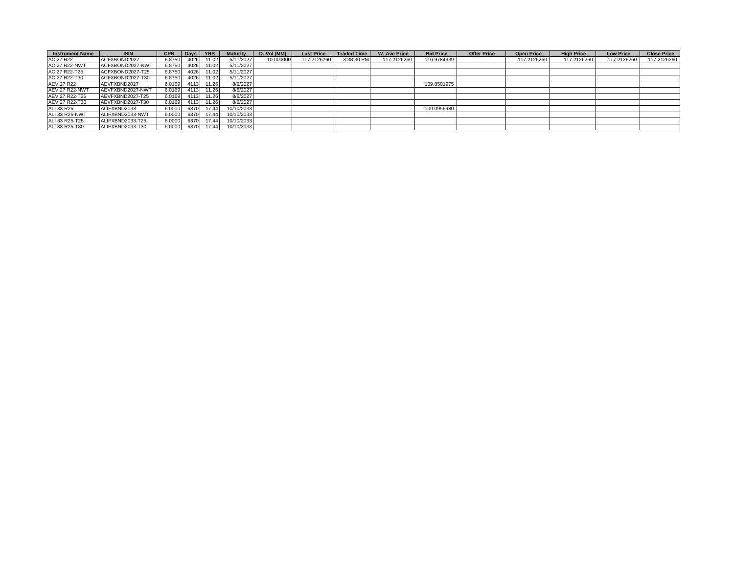| Instrument Name | ISIN | CPN | Days | YRS | Maturity | D. Vol (MM) | Last Price | Traded Time | W. Ave Price | Bid Price | Offer Price | Open Price | High Price | Low Price | Close Price |
|---|---|---|---|---|---|---|---|---|---|---|---|---|---|---|---|
| AC 27 R22 | ACFXBOND2027 | 6.8750 | 4026 | 11.02 | 5/11/2027 | 10.000000 | 117.2126260 | 3:38:30 PM | 117.2126260 | 116.9784939 | | 117.2126260 | 117.2126260 | 117.2126260 | 117.2126260 |
| AC 27 R22-NWT | ACFXBOND2027-NWT | 6.8750 | 4026 | 11.02 | 5/11/2027 | | | | | | | | | | |
| AC 27 R22-T25 | ACFXBOND2027-T25 | 6.8750 | 4026 | 11.02 | 5/11/2027 | | | | | | | | | | |
| AC 27 R22-T30 | ACFXBOND2027-T30 | 6.8750 | 4026 | 11.02 | 5/11/2027 | | | | | | | | | | |
| AEV 27 R22 | AEVFXBND2027 | 6.0169 | 4113 | 11.26 | 8/6/2027 | | | | | 109.8501975 | | | | | |
| AEV 27 R22-NWT | AEVFXBND2027-NWT | 6.0169 | 4113 | 11.26 | 8/6/2027 | | | | | | | | | | |
| AEV 27 R22-T25 | AEVFXBND2027-T25 | 6.0169 | 4113 | 11.26 | 8/6/2027 | | | | | | | | | | |
| AEV 27 R22-T30 | AEVFXBND2027-T30 | 6.0169 | 4113 | 11.26 | 8/6/2027 | | | | | | | | | | |
| ALI 33 R25 | ALIFXBND2033 | 6.0000 | 6370 | 17.44 | 10/10/2033 | | | | | 109.0956980 | | | | | |
| ALI 33 R25-NWT | ALIFXBND2033-NWT | 6.0000 | 6370 | 17.44 | 10/10/2033 | | | | | | | | | | |
| ALI 33 R25-T25 | ALIFXBND2033-T25 | 6.0000 | 6370 | 17.44 | 10/10/2033 | | | | | | | | | | |
| ALI 33 R25-T30 | ALIFXBND2033-T30 | 6.0000 | 6370 | 17.44 | 10/10/2033 | | | | | | | | | | |